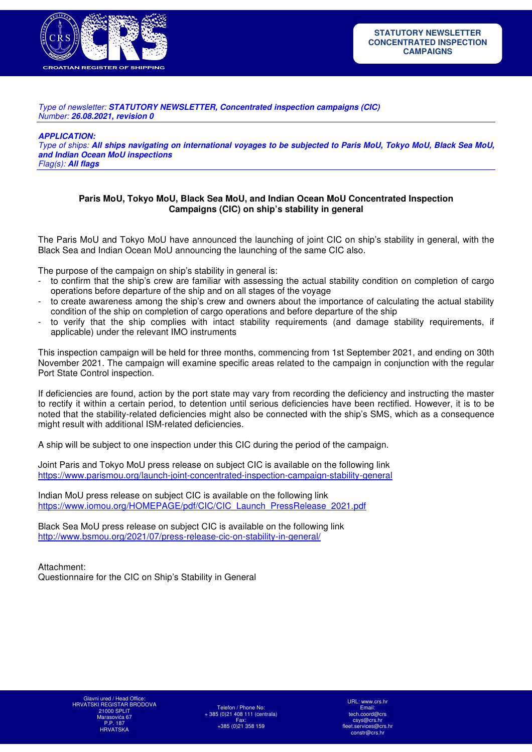**STATUTORY NEWSLETTER CONCENTRATED INSPECTION CAMPAIGNS**

*Type of newsletter:* ***STATUTORY NEWSLETTER, Concentrated inspection campaigns (CIC)***
*Number:* ***26.08.2021, revision 0***

***APPLICATION:***
*Type of ships:* ***All ships navigating on international voyages to be subjected to Paris MoU, Tokyo MoU, Black Sea MoU, and Indian Ocean MoU inspections***
*Flag(s):* ***All flags***

## Paris MoU, Tokyo MoU, Black Sea MoU, and Indian Ocean MoU Concentrated Inspection Campaigns (CIC) on ship's stability in general

The Paris MoU and Tokyo MoU have announced the launching of joint CIC on ship's stability in general, with the Black Sea and Indian Ocean MoU announcing the launching of the same CIC also.

The purpose of the campaign on ship's stability in general is:

- to confirm that the ship's crew are familiar with assessing the actual stability condition on completion of cargo operations before departure of the ship and on all stages of the voyage
- to create awareness among the ship's crew and owners about the importance of calculating the actual stability condition of the ship on completion of cargo operations and before departure of the ship
- to verify that the ship complies with intact stability requirements (and damage stability requirements, if applicable) under the relevant IMO instruments

This inspection campaign will be held for three months, commencing from 1st September 2021, and ending on 30th November 2021. The campaign will examine specific areas related to the campaign in conjunction with the regular Port State Control inspection.

If deficiencies are found, action by the port state may vary from recording the deficiency and instructing the master to rectify it within a certain period, to detention until serious deficiencies have been rectified. However, it is to be noted that the stability-related deficiencies might also be connected with the ship's SMS, which as a consequence might result with additional ISM-related deficiencies.

A ship will be subject to one inspection under this CIC during the period of the campaign.

Joint Paris and Tokyo MoU press release on subject CIC is available on the following link
https://www.parismou.org/launch-joint-concentrated-inspection-campaign-stability-general

Indian MoU press release on subject CIC is available on the following link
https://www.iomou.org/HOMEPAGE/pdf/CIC/CIC_Launch_PressRelease_2021.pdf

Black Sea MoU press release on subject CIC is available on the following link
http://www.bsmou.org/2021/07/press-release-cic-on-stability-in-general/

Attachment:
Questionnaire for the CIC on Ship's Stability in General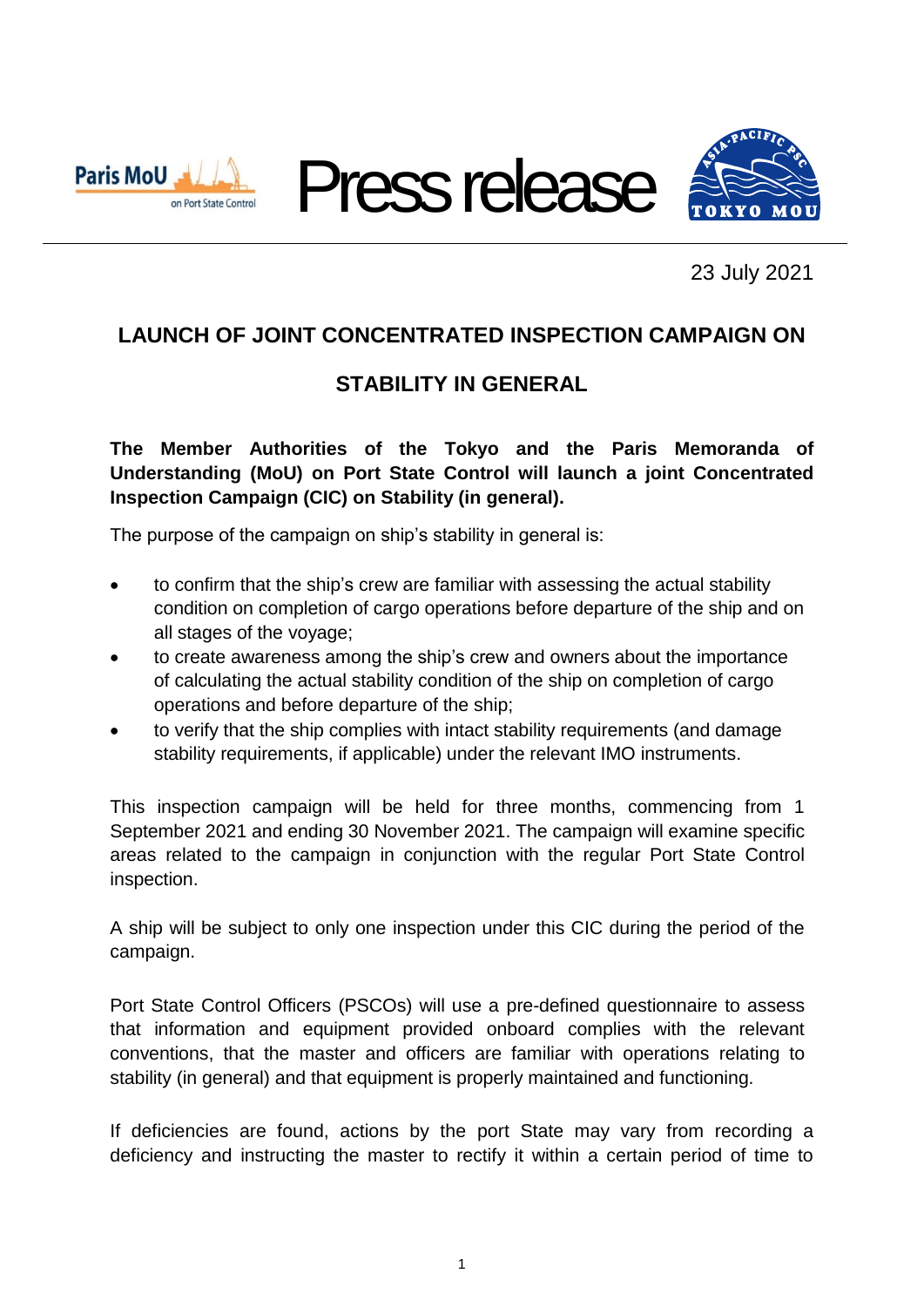Press release

23 July 2021

## LAUNCH OF JOINT CONCENTRATED INSPECTION CAMPAIGN ON STABILITY IN GENERAL

**The Member Authorities of the Tokyo and the Paris Memoranda of Understanding (MoU) on Port State Control will launch a joint Concentrated Inspection Campaign (CIC) on Stability (in general).**

The purpose of the campaign on ship's stability in general is:

- to confirm that the ship's crew are familiar with assessing the actual stability condition on completion of cargo operations before departure of the ship and on all stages of the voyage;
- to create awareness among the ship's crew and owners about the importance of calculating the actual stability condition of the ship on completion of cargo operations and before departure of the ship;
- to verify that the ship complies with intact stability requirements (and damage stability requirements, if applicable) under the relevant IMO instruments.

This inspection campaign will be held for three months, commencing from 1 September 2021 and ending 30 November 2021. The campaign will examine specific areas related to the campaign in conjunction with the regular Port State Control inspection.

A ship will be subject to only one inspection under this CIC during the period of the campaign.

Port State Control Officers (PSCOs) will use a pre-defined questionnaire to assess that information and equipment provided onboard complies with the relevant conventions, that the master and officers are familiar with operations relating to stability (in general) and that equipment is properly maintained and functioning.

If deficiencies are found, actions by the port State may vary from recording a deficiency and instructing the master to rectify it within a certain period of time to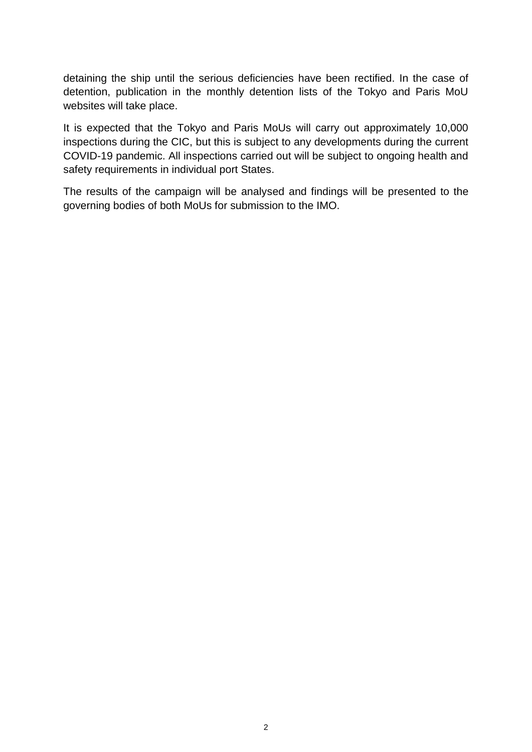detaining the ship until the serious deficiencies have been rectified. In the case of detention, publication in the monthly detention lists of the Tokyo and Paris MoU websites will take place.

It is expected that the Tokyo and Paris MoUs will carry out approximately 10,000 inspections during the CIC, but this is subject to any developments during the current COVID-19 pandemic. All inspections carried out will be subject to ongoing health and safety requirements in individual port States.

The results of the campaign will be analysed and findings will be presented to the governing bodies of both MoUs for submission to the IMO.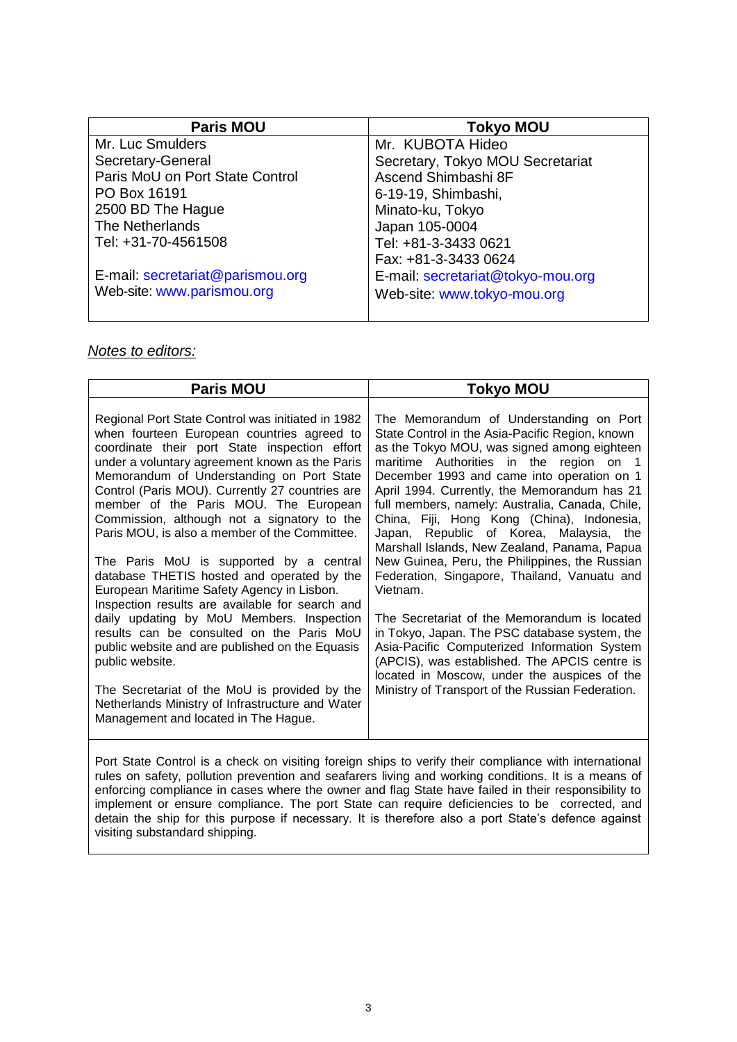| Paris MOU | Tokyo MOU |
| --- | --- |
| Mr. Luc Smulders<br>Secretary-General<br>Paris MoU on Port State Control<br>PO Box 16191<br>2500 BD The Hague<br>The Netherlands<br>Tel: +31-70-4561508<br><br>E-mail: secretariat@parismou.org<br>Web-site: www.parismou.org | Mr. KUBOTA Hideo<br>Secretary, Tokyo MOU Secretariat<br>Ascend Shimbashi 8F<br>6-19-19, Shimbashi,<br>Minato-ku, Tokyo<br>Japan 105-0004<br>Tel: +81-3-3433 0621<br>Fax: +81-3-3433 0624<br>E-mail: secretariat@tokyo-mou.org<br>Web-site: www.tokyo-mou.org |

*Notes to editors:*

| Paris MOU | Tokyo MOU |
| --- | --- |
| Regional Port State Control was initiated in 1982 when fourteen European countries agreed to coordinate their port State inspection effort under a voluntary agreement known as the Paris Memorandum of Understanding on Port State Control (Paris MOU). Currently 27 countries are member of the Paris MOU. The European Commission, although not a signatory to the Paris MOU, is also a member of the Committee.<br><br>The Paris MoU is supported by a central database THETIS hosted and operated by the European Maritime Safety Agency in Lisbon. Inspection results are available for search and daily updating by MoU Members. Inspection results can be consulted on the Paris MoU public website and are published on the Equasis public website.<br><br>The Secretariat of the MoU is provided by the Netherlands Ministry of Infrastructure and Water Management and located in The Hague. | The Memorandum of Understanding on Port State Control in the Asia-Pacific Region, known as the Tokyo MOU, was signed among eighteen maritime Authorities in the region on 1 December 1993 and came into operation on 1 April 1994. Currently, the Memorandum has 21 full members, namely: Australia, Canada, Chile, China, Fiji, Hong Kong (China), Indonesia, Japan, Republic of Korea, Malaysia, the Marshall Islands, New Zealand, Panama, Papua New Guinea, Peru, the Philippines, the Russian Federation, Singapore, Thailand, Vanuatu and Vietnam.<br><br>The Secretariat of the Memorandum is located in Tokyo, Japan. The PSC database system, the Asia-Pacific Computerized Information System (APCIS), was established. The APCIS centre is located in Moscow, under the auspices of the Ministry of Transport of the Russian Federation. |

Port State Control is a check on visiting foreign ships to verify their compliance with international rules on safety, pollution prevention and seafarers living and working conditions. It is a means of enforcing compliance in cases where the owner and flag State have failed in their responsibility to implement or ensure compliance. The port State can require deficiencies to be corrected, and detain the ship for this purpose if necessary. It is therefore also a port State's defence against visiting substandard shipping.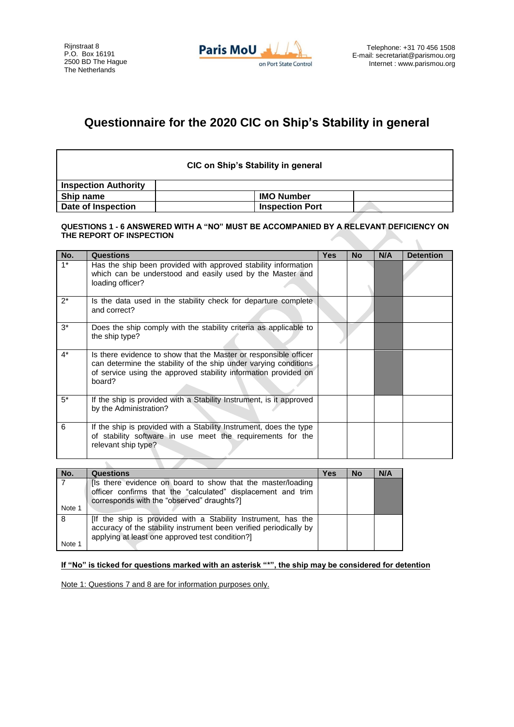Rijnstraat 8
P.O. Box 16191
2500 BD The Hague
The Netherlands

Paris MoU on Port State Control

Telephone: +31 70 456 1508
E-mail: secretariat@parismou.org
Internet : www.parismou.org

# Questionnaire for the 2020 CIC on Ship's Stability in general

| CIC on Ship's Stability in general | | | |
|---|---|---|---|
| **Inspection Authority** | | | |
| **Ship name** | | **IMO Number** | |
| **Date of Inspection** | | **Inspection Port** | |

**QUESTIONS 1 - 6 ANSWERED WITH A "NO" MUST BE ACCOMPANIED BY A RELEVANT DEFICIENCY ON THE REPORT OF INSPECTION**

| No. | Questions | Yes | No | N/A | Detention |
|---|---|---|---|---|---|
| 1* | Has the ship been provided with approved stability information which can be understood and easily used by the Master and loading officer? | | | | |
| 2* | Is the data used in the stability check for departure complete and correct? | | | | |
| 3* | Does the ship comply with the stability criteria as applicable to the ship type? | | | | |
| 4* | Is there evidence to show that the Master or responsible officer can determine the stability of the ship under varying conditions of service using the approved stability information provided on board? | | | | |
| 5* | If the ship is provided with a Stability Instrument, is it approved by the Administration? | | | | |
| 6 | If the ship is provided with a Stability Instrument, does the type of stability software in use meet the requirements for the relevant ship type? | | | | |

| No. | Questions | Yes | No | N/A |
|---|---|---|---|---|
| 7<br>Note 1 | [Is there evidence on board to show that the master/loading officer confirms that the "calculated" displacement and trim corresponds with the "observed" draughts?] | | | |
| 8<br>Note 1 | [If the ship is provided with a Stability Instrument, has the accuracy of the stability instrument been verified periodically by applying at least one approved test condition?] | | | |

<u>**If "No" is ticked for questions marked with an asterisk "*", the ship may be considered for detention**</u>

<u>Note 1: Questions 7 and 8 are for information purposes only.</u>